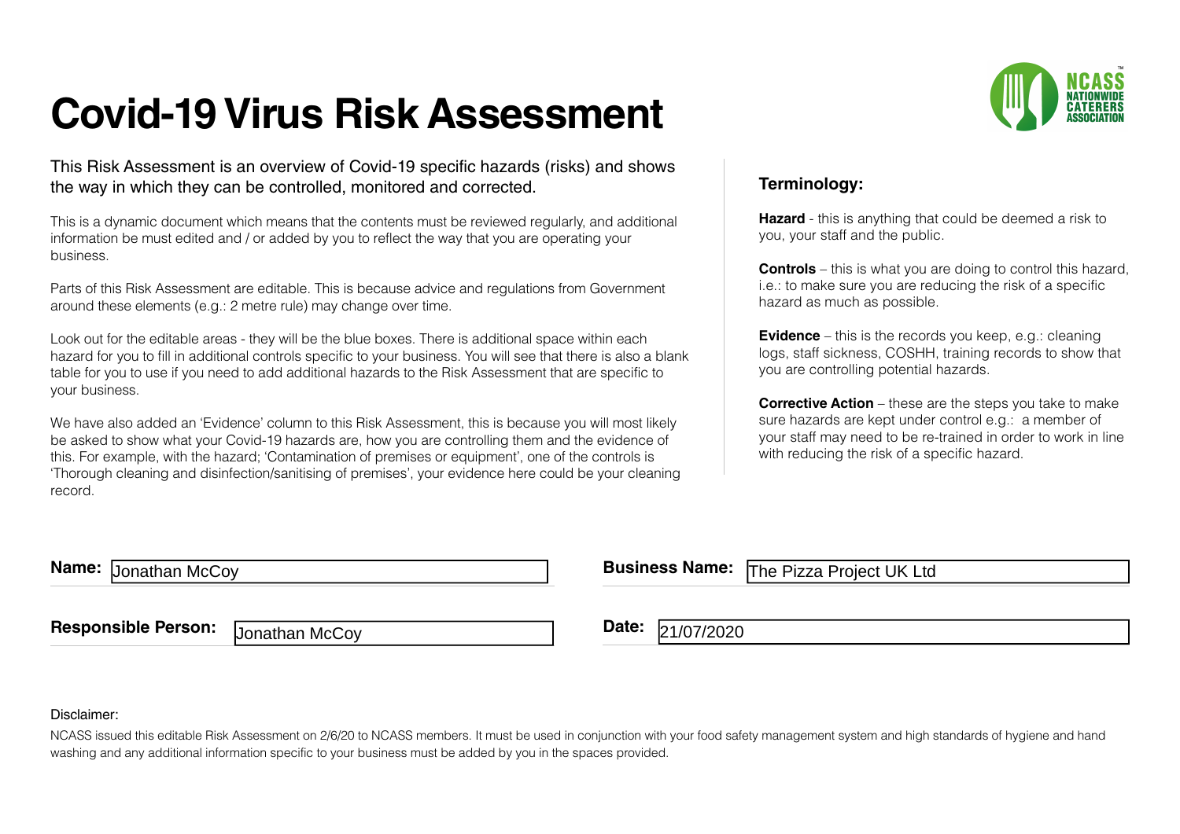# Covid-19 Virus Risk Assessment

NCASS NATIONWIDE CATERERS ASSOCIATION

This Risk Assessment is an overview of Covid-19 specific hazards (risks) and shows the way in which they can be controlled, monitored and corrected.

This is a dynamic document which means that the contents must be reviewed regularly, and additional information be must edited and / or added by you to reflect the way that you are operating your business.

Parts of this Risk Assessment are editable. This is because advice and regulations from Government around these elements (e.g.: 2 metre rule) may change over time.

Look out for the editable areas - they will be the blue boxes. There is additional space within each hazard for you to fill in additional controls specific to your business. You will see that there is also a blank table for you to use if you need to add additional hazards to the Risk Assessment that are specific to your business.

We have also added an 'Evidence' column to this Risk Assessment, this is because you will most likely be asked to show what your Covid-19 hazards are, how you are controlling them and the evidence of this. For example, with the hazard; 'Contamination of premises or equipment', one of the controls is 'Thorough cleaning and disinfection/sanitising of premises', your evidence here could be your cleaning record.

### Terminology:

**Hazard** - this is anything that could be deemed a risk to you, your staff and the public.

**Controls** – this is what you are doing to control this hazard, i.e.: to make sure you are reducing the risk of a specific hazard as much as possible.

**Evidence** – this is the records you keep, e.g.: cleaning logs, staff sickness, COSHH, training records to show that you are controlling potential hazards.

**Corrective Action** – these are the steps you take to make sure hazards are kept under control e.g.: a member of your staff may need to be re-trained in order to work in line with reducing the risk of a specific hazard.

**Name:** Jonathan McCoy

**Business Name:** The Pizza Project UK Ltd

**Responsible Person:** Jonathan McCoy

**Date:** 21/07/2020

Disclaimer:

NCASS issued this editable Risk Assessment on 2/6/20 to NCASS members. It must be used in conjunction with your food safety management system and high standards of hygiene and hand washing and any additional information specific to your business must be added by you in the spaces provided.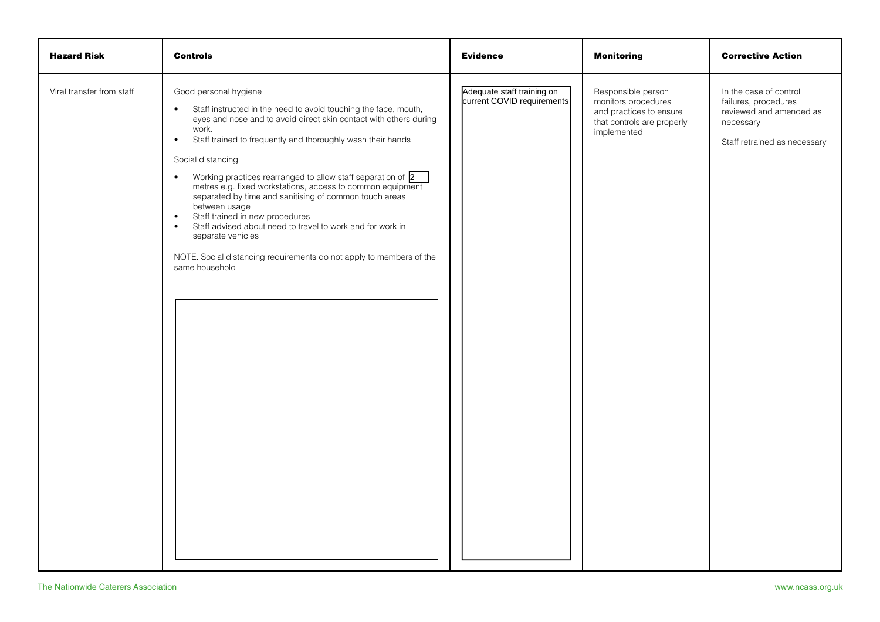| Hazard Risk | Controls | Evidence | Monitoring | Corrective Action |
|---|---|---|---|---|
| Viral transfer from staff | Good personal hygiene<br>• Staff instructed in the need to avoid touching the face, mouth, eyes and nose and to avoid direct skin contact with others during work.<br>• Staff trained to frequently and thoroughly wash their hands<br><br>Social distancing<br>• Working practices rearranged to allow staff separation of 2 metres e.g. fixed workstations, access to common equipment separated by time and sanitising of common touch areas between usage<br>• Staff trained in new procedures<br>• Staff advised about need to travel to work and for work in separate vehicles<br><br>NOTE. Social distancing requirements do not apply to members of the same household | Adequate staff training on current COVID requirements | Responsible person monitors procedures and practices to ensure that controls are properly implemented | In the case of control failures, procedures reviewed and amended as necessary<br><br>Staff retrained as necessary |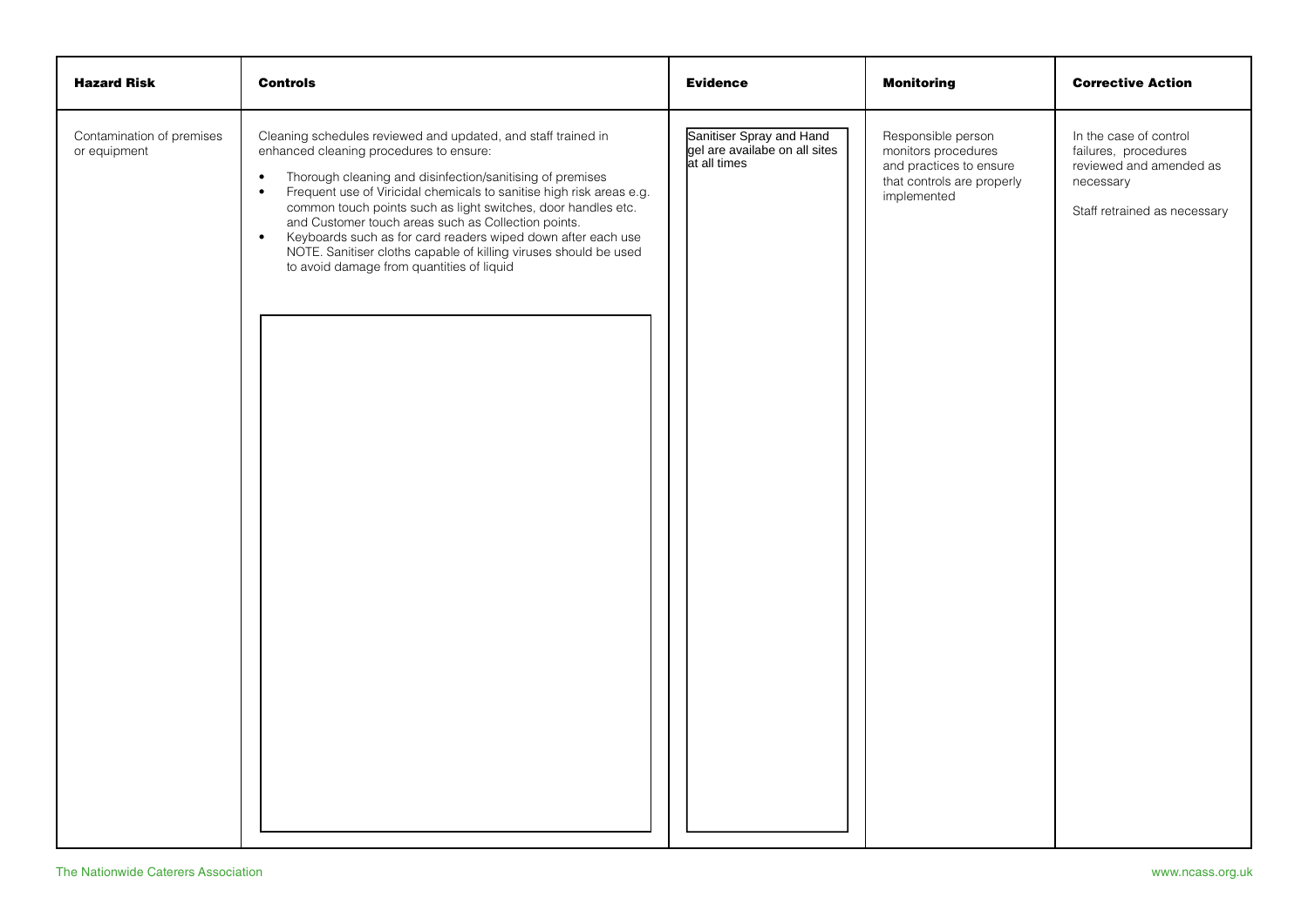| **Hazard Risk** | **Controls** | **Evidence** | **Monitoring** | **Corrective Action** |
|---|---|---|---|---|
| Contamination of premises or equipment | Cleaning schedules reviewed and updated, and staff trained in enhanced cleaning procedures to ensure:<br>• Thorough cleaning and disinfection/sanitising of premises<br>• Frequent use of Viricidal chemicals to sanitise high risk areas e.g. common touch points such as light switches, door handles etc. and Customer touch areas such as Collection points.<br>• Keyboards such as for card readers wiped down after each use NOTE. Sanitiser cloths capable of killing viruses should be used to avoid damage from quantities of liquid | Sanitiser Spray and Hand gel are availabe on all sites at all times | Responsible person monitors procedures and practices to ensure that controls are properly implemented | In the case of control failures, procedures reviewed and amended as necessary<br><br>Staff retrained as necessary |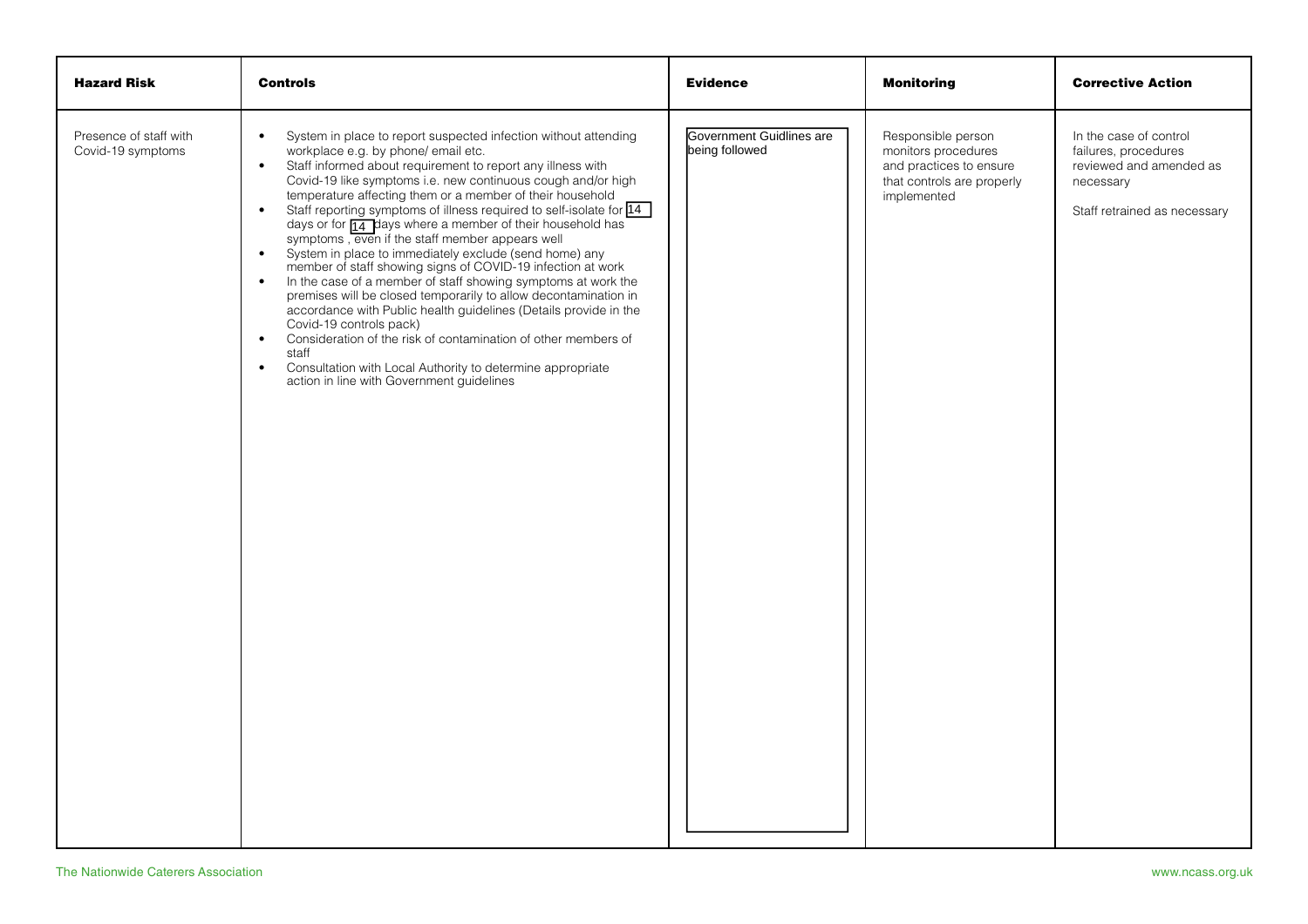| Hazard Risk | Controls | Evidence | Monitoring | Corrective Action |
| --- | --- | --- | --- | --- |
| Presence of staff with Covid-19 symptoms | • System in place to report suspected infection without attending workplace e.g. by phone/ email etc.<br>• Staff informed about requirement to report any illness with Covid-19 like symptoms i.e. new continuous cough and/or high temperature affecting them or a member of their household<br>• Staff reporting symptoms of illness required to self-isolate for 14 days or for 14 days where a member of their household has symptoms , even if the staff member appears well<br>• System in place to immediately exclude (send home) any member of staff showing signs of COVID-19 infection at work<br>• In the case of a member of staff showing symptoms at work the premises will be closed temporarily to allow decontamination in accordance with Public health guidelines (Details provide in the Covid-19 controls pack)<br>• Consideration of the risk of contamination of other members of staff<br>• Consultation with Local Authority to determine appropriate action in line with Government guidelines | Government Guidlines are being followed | Responsible person monitors procedures and practices to ensure that controls are properly implemented | In the case of control failures, procedures reviewed and amended as necessary<br><br>Staff retrained as necessary |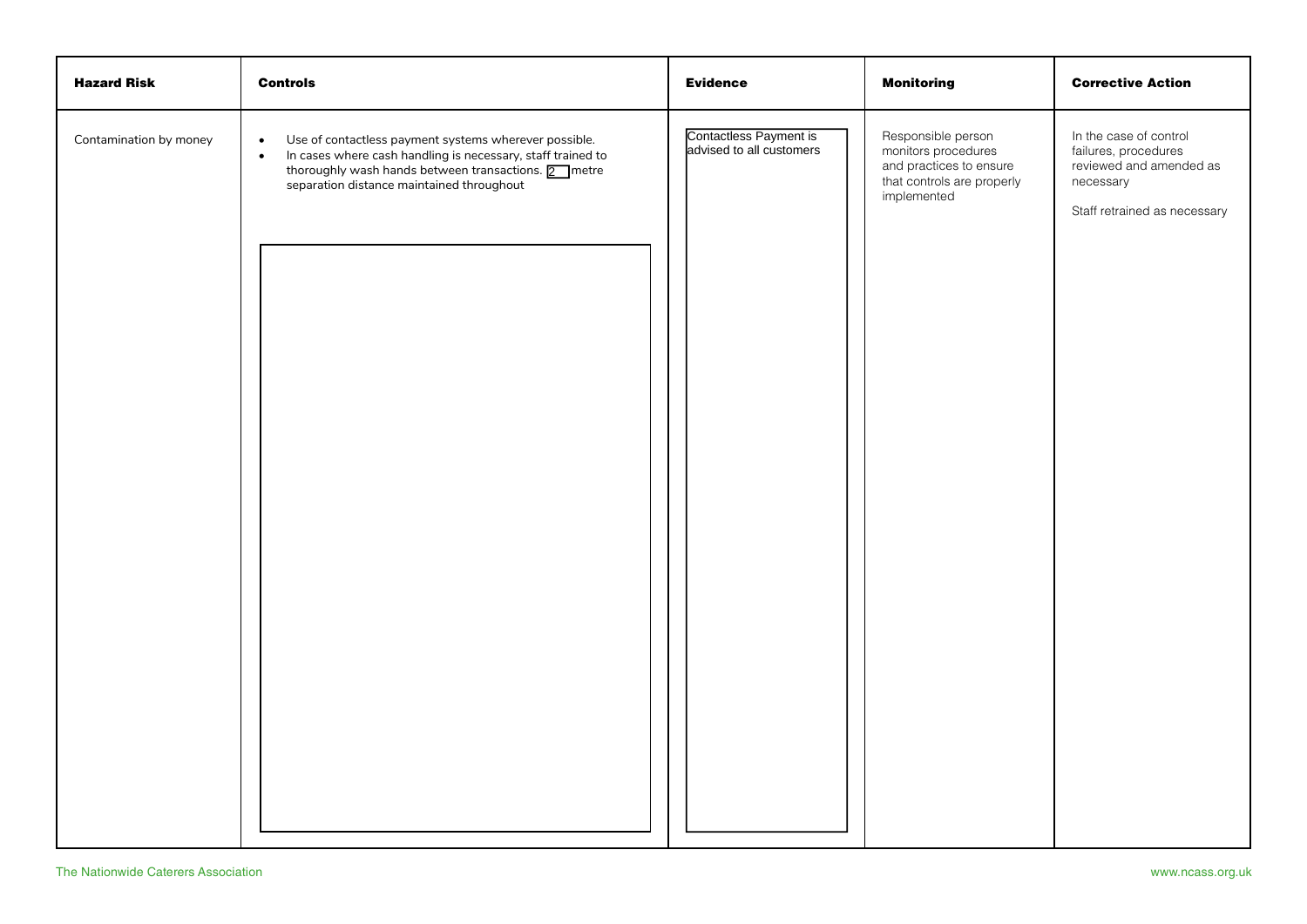| Hazard Risk | Controls | Evidence | Monitoring | Corrective Action |
| --- | --- | --- | --- | --- |
| Contamination by money | • Use of contactless payment systems wherever possible.<br>• In cases where cash handling is necessary, staff trained to thoroughly wash hands between transactions. 2 metre separation distance maintained throughout | Contactless Payment is advised to all customers | Responsible person monitors procedures and practices to ensure that controls are properly implemented | In the case of control failures, procedures reviewed and amended as necessary<br><br>Staff retrained as necessary |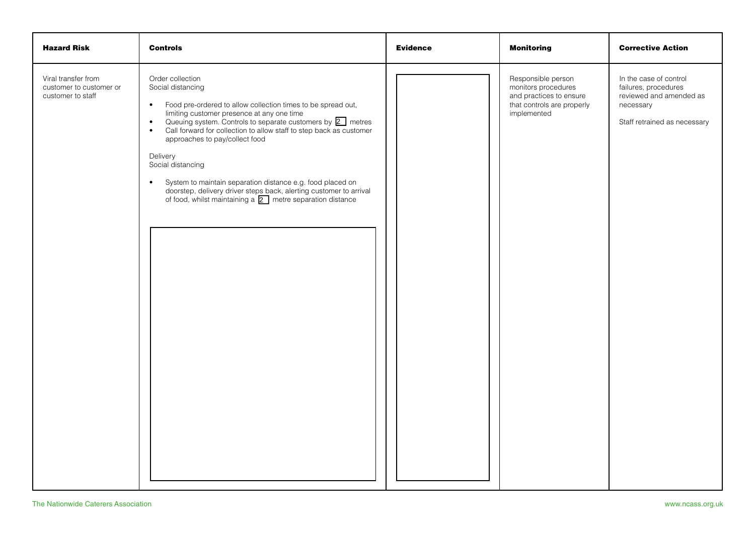| **Hazard Risk** | **Controls** | **Evidence** | **Monitoring** | **Corrective Action** |
|---|---|---|---|---|
| Viral transfer from customer to customer or customer to staff | Order collection<br>Social distancing<br><ul><li>Food pre-ordered to allow collection times to be spread out, limiting customer presence at any one time</li><li>Queuing system. Controls to separate customers by 2 metres</li><li>Call forward for collection to allow staff to step back as customer approaches to pay/collect food</li></ul>Delivery<br>Social distancing<br><ul><li>System to maintain separation distance e.g. food placed on doorstep, delivery driver steps back, alerting customer to arrival of food, whilst maintaining a 2 metre separation distance</li></ul> | | Responsible person monitors procedures and practices to ensure that controls are properly implemented | In the case of control failures, procedures reviewed and amended as necessary<br><br>Staff retrained as necessary |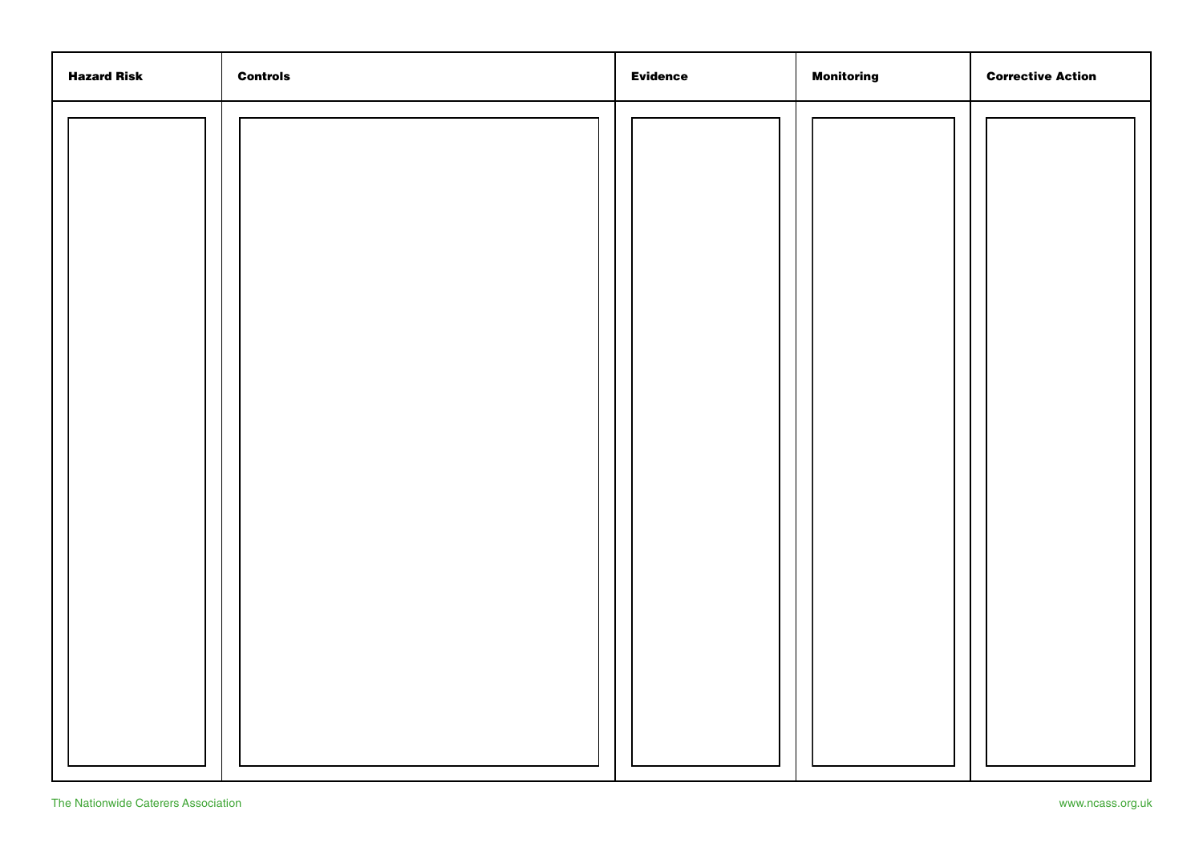| Hazard Risk | Controls | Evidence | Monitoring | Corrective Action |
|---|---|---|---|---|
| | | | | |